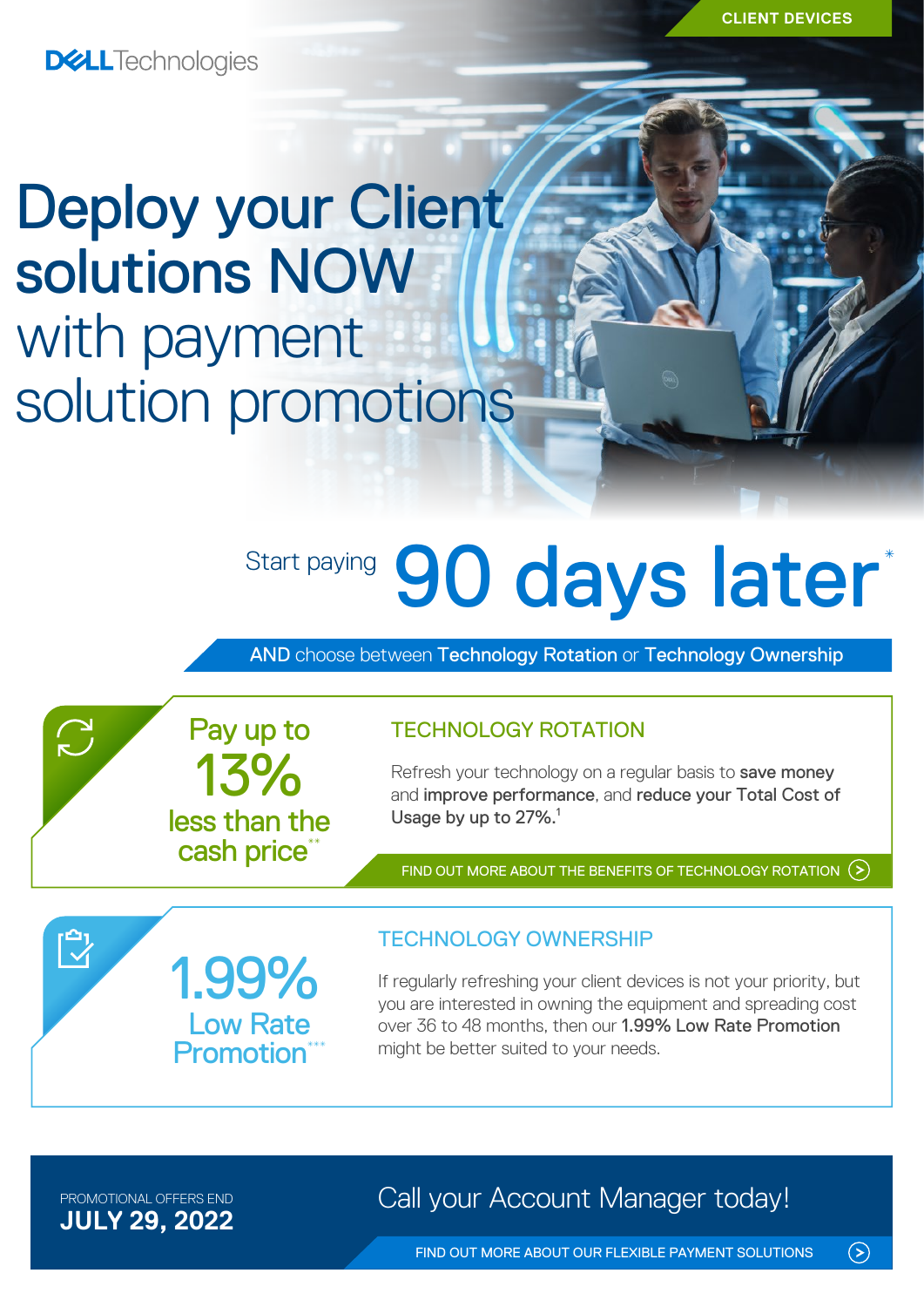CLIENT DEVICES

Dell Technologies

# Deploy your Client solutions NOW with payment solution promotions

Start paying **90 days later***

AND choose between **Technology Rotation** or **Technology Ownership**

Pay up to **13%** less than the cash price**

## TECHNOLOGY ROTATION

Refresh your technology on a regular basis to **save money** and **improve performance**, and **reduce your Total Cost of Usage by up to 27%.**[1]

FIND OUT MORE ABOUT THE BENEFITS OF TECHNOLOGY ROTATION

**1.99%** Low Rate Promotion***

## TECHNOLOGY OWNERSHIP

If regularly refreshing your client devices is not your priority, but you are interested in owning the equipment and spreading cost over 36 to 48 months, then our **1.99% Low Rate Promotion** might be better suited to your needs.

PROMOTIONAL OFFERS END
**JULY 29, 2022**

Call your Account Manager today!

FIND OUT MORE ABOUT OUR FLEXIBLE PAYMENT SOLUTIONS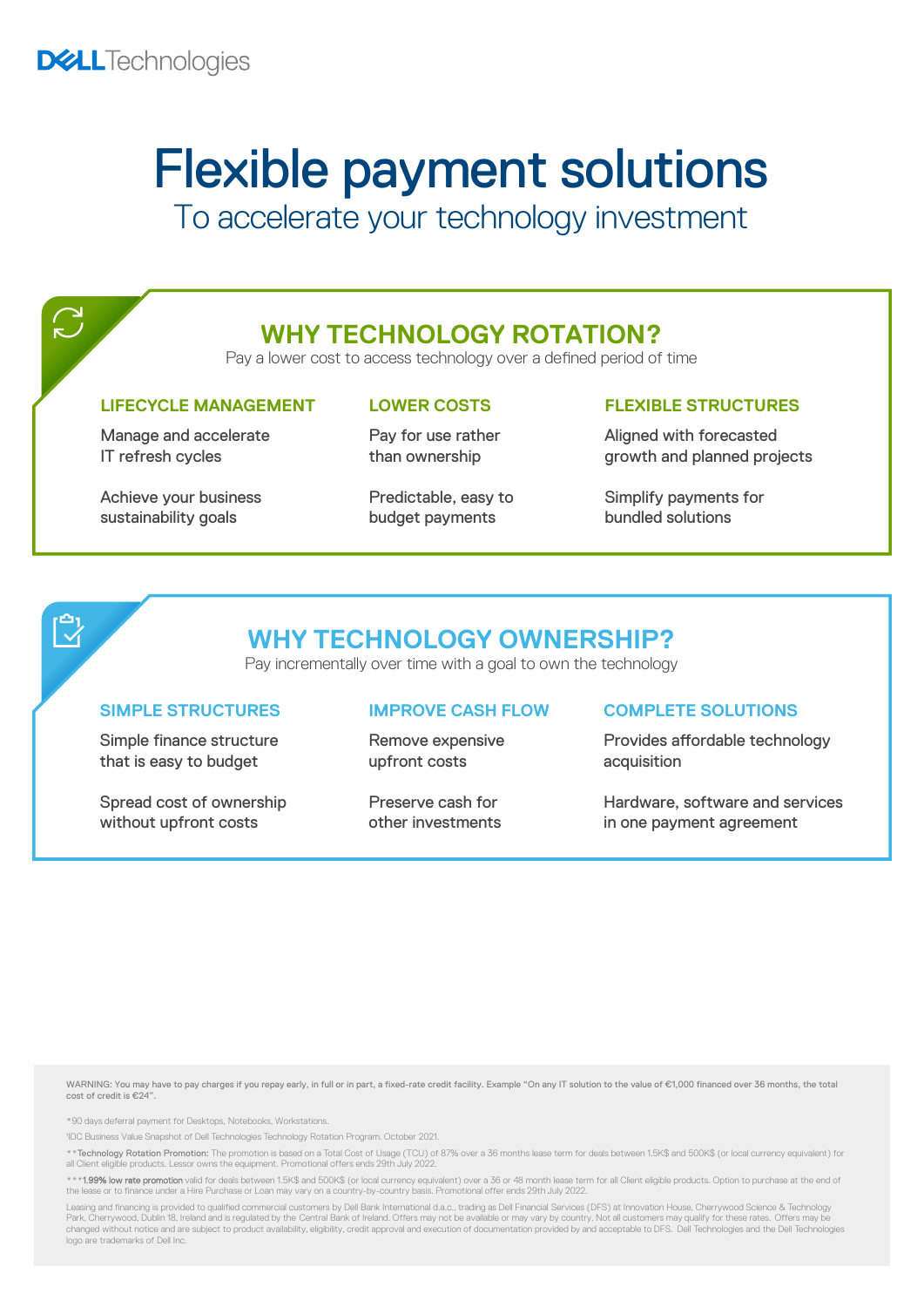Dell Technologies

# Flexible payment solutions

To accelerate your technology investment

## WHY TECHNOLOGY ROTATION?

Pay a lower cost to access technology over a defined period of time

### LIFECYCLE MANAGEMENT

Manage and accelerate IT refresh cycles

Achieve your business sustainability goals

### LOWER COSTS

Pay for use rather than ownership

Predictable, easy to budget payments

### FLEXIBLE STRUCTURES

Aligned with forecasted growth and planned projects

Simplify payments for bundled solutions

## WHY TECHNOLOGY OWNERSHIP?

Pay incrementally over time with a goal to own the technology

### SIMPLE STRUCTURES

Simple finance structure that is easy to budget

Spread cost of ownership without upfront costs

### IMPROVE CASH FLOW

Remove expensive upfront costs

Preserve cash for other investments

### COMPLETE SOLUTIONS

Provides affordable technology acquisition

Hardware, software and services in one payment agreement

WARNING: You may have to pay charges if you repay early, in full or in part, a fixed-rate credit facility. Example "On any IT solution to the value of €1,000 financed over 36 months, the total cost of credit is €24".

*90 days deferral payment for Desktops, Notebooks, Workstations.

[1]IDC Business Value Snapshot of Dell Technologies Technology Rotation Program. October 2021.

**Technology Rotation Promotion: The promotion is based on a Total Cost of Usage (TCU) of 87% over a 36 months lease term for deals between 1.5K$ and 500K$ (or local currency equivalent) for all Client eligible products. Lessor owns the equipment. Promotional offers ends 29th July 2022.

***1.99% low rate promotion valid for deals between 1.5K$ and 500K$ (or local currency equivalent) over a 36 or 48 month lease term for all Client eligible products. Option to purchase at the end of the lease or to finance under a Hire Purchase or Loan may vary on a country-by-country basis. Promotional offer ends 29th July 2022.

Leasing and financing is provided to qualified commercial customers by Dell Bank International d.a.c., trading as Dell Financial Services (DFS) at Innovation House, Cherrywood Science & Technology Park, Cherrywood, Dublin 18, Ireland and is regulated by the Central Bank of Ireland. Offers may not be available or may vary by country. Not all customers may qualify for these rates. Offers may be changed without notice and are subject to product availability, eligibility, credit approval and execution of documentation provided by and acceptable to DFS. Dell Technologies and the Dell Technologies logo are trademarks of Dell Inc.